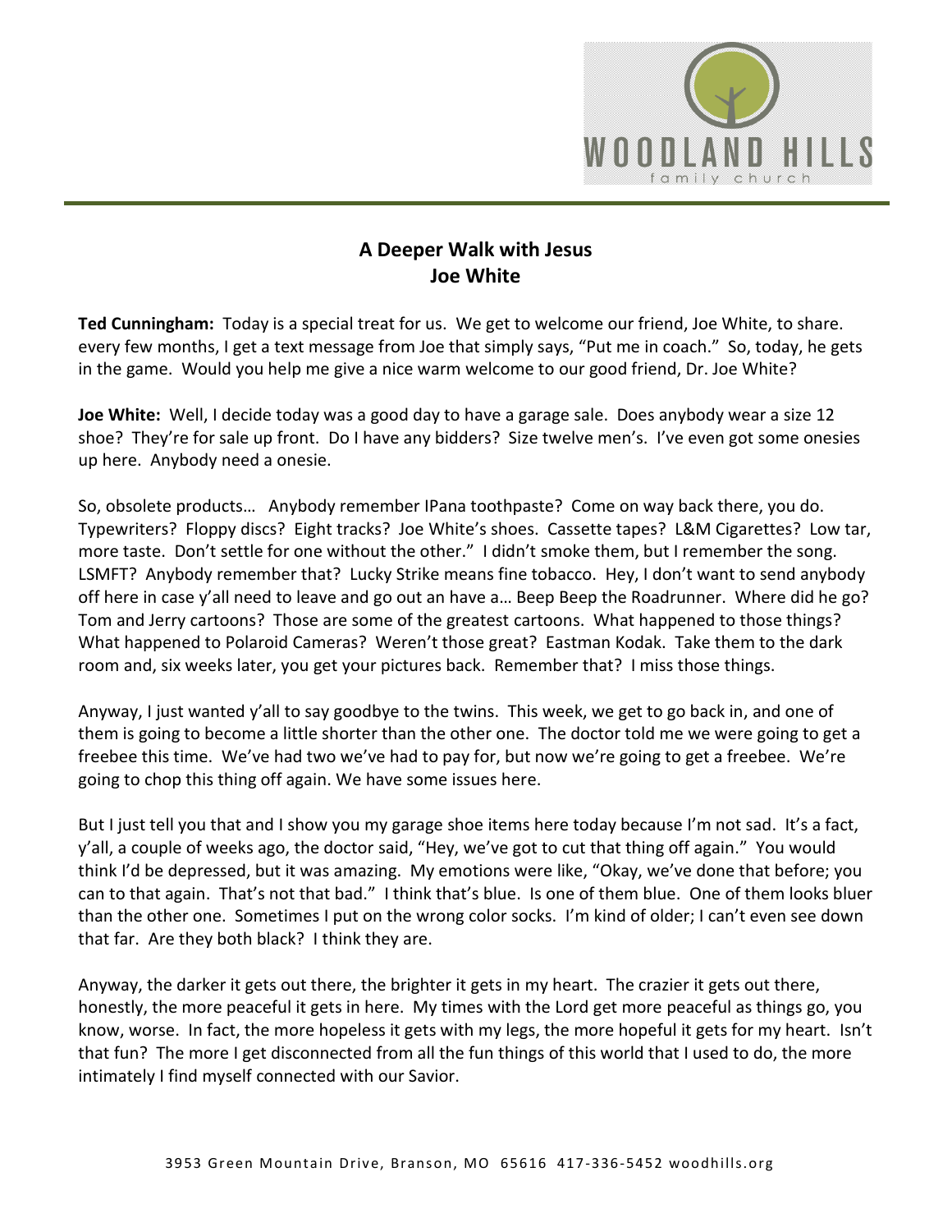## A Deeper Walk with Jesus
## Joe White

**Ted Cunningham:** Today is a special treat for us. We get to welcome our friend, Joe White, to share. every few months, I get a text message from Joe that simply says, "Put me in coach." So, today, he gets in the game. Would you help me give a nice warm welcome to our good friend, Dr. Joe White?

**Joe White:** Well, I decide today was a good day to have a garage sale. Does anybody wear a size 12 shoe? They're for sale up front. Do I have any bidders? Size twelve men's. I've even got some onesies up here. Anybody need a onesie.

So, obsolete products… Anybody remember IPana toothpaste? Come on way back there, you do. Typewriters? Floppy discs? Eight tracks? Joe White's shoes. Cassette tapes? L&M Cigarettes? Low tar, more taste. Don't settle for one without the other." I didn't smoke them, but I remember the song. LSMFT? Anybody remember that? Lucky Strike means fine tobacco. Hey, I don't want to send anybody off here in case y'all need to leave and go out an have a… Beep Beep the Roadrunner. Where did he go? Tom and Jerry cartoons? Those are some of the greatest cartoons. What happened to those things? What happened to Polaroid Cameras? Weren't those great? Eastman Kodak. Take them to the dark room and, six weeks later, you get your pictures back. Remember that? I miss those things.

Anyway, I just wanted y'all to say goodbye to the twins. This week, we get to go back in, and one of them is going to become a little shorter than the other one. The doctor told me we were going to get a freebee this time. We've had two we've had to pay for, but now we're going to get a freebee. We're going to chop this thing off again. We have some issues here.

But I just tell you that and I show you my garage shoe items here today because I'm not sad. It's a fact, y'all, a couple of weeks ago, the doctor said, "Hey, we've got to cut that thing off again." You would think I'd be depressed, but it was amazing. My emotions were like, "Okay, we've done that before; you can to that again. That's not that bad." I think that's blue. Is one of them blue. One of them looks bluer than the other one. Sometimes I put on the wrong color socks. I'm kind of older; I can't even see down that far. Are they both black? I think they are.

Anyway, the darker it gets out there, the brighter it gets in my heart. The crazier it gets out there, honestly, the more peaceful it gets in here. My times with the Lord get more peaceful as things go, you know, worse. In fact, the more hopeless it gets with my legs, the more hopeful it gets for my heart. Isn't that fun? The more I get disconnected from all the fun things of this world that I used to do, the more intimately I find myself connected with our Savior.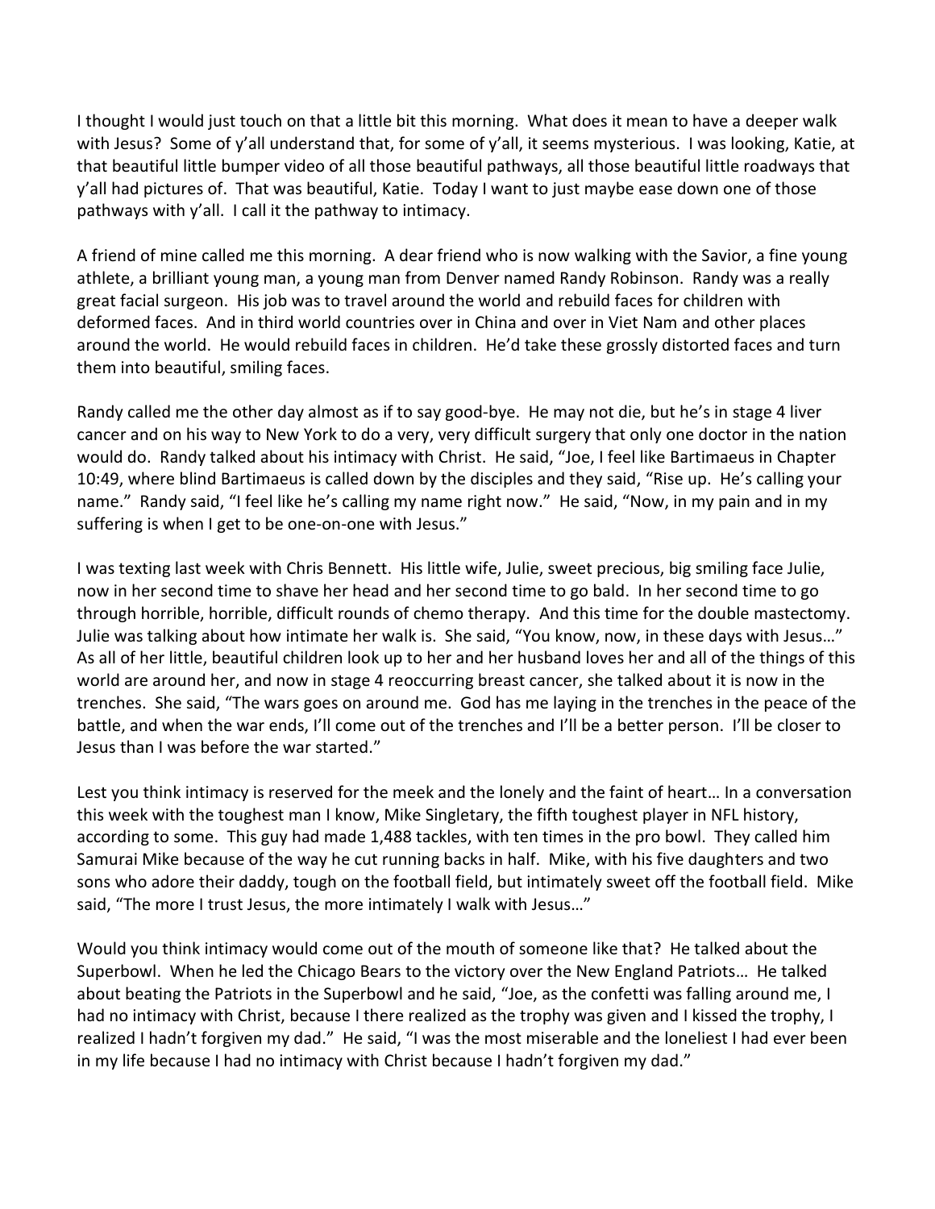I thought I would just touch on that a little bit this morning. What does it mean to have a deeper walk with Jesus? Some of y'all understand that, for some of y'all, it seems mysterious. I was looking, Katie, at that beautiful little bumper video of all those beautiful pathways, all those beautiful little roadways that y'all had pictures of. That was beautiful, Katie. Today I want to just maybe ease down one of those pathways with y'all. I call it the pathway to intimacy.

A friend of mine called me this morning. A dear friend who is now walking with the Savior, a fine young athlete, a brilliant young man, a young man from Denver named Randy Robinson. Randy was a really great facial surgeon. His job was to travel around the world and rebuild faces for children with deformed faces. And in third world countries over in China and over in Viet Nam and other places around the world. He would rebuild faces in children. He'd take these grossly distorted faces and turn them into beautiful, smiling faces.

Randy called me the other day almost as if to say good-bye. He may not die, but he's in stage 4 liver cancer and on his way to New York to do a very, very difficult surgery that only one doctor in the nation would do. Randy talked about his intimacy with Christ. He said, "Joe, I feel like Bartimaeus in Chapter 10:49, where blind Bartimaeus is called down by the disciples and they said, "Rise up. He's calling your name." Randy said, "I feel like he's calling my name right now." He said, "Now, in my pain and in my suffering is when I get to be one-on-one with Jesus."

I was texting last week with Chris Bennett. His little wife, Julie, sweet precious, big smiling face Julie, now in her second time to shave her head and her second time to go bald. In her second time to go through horrible, horrible, difficult rounds of chemo therapy. And this time for the double mastectomy. Julie was talking about how intimate her walk is. She said, "You know, now, in these days with Jesus…" As all of her little, beautiful children look up to her and her husband loves her and all of the things of this world are around her, and now in stage 4 reoccurring breast cancer, she talked about it is now in the trenches. She said, "The wars goes on around me. God has me laying in the trenches in the peace of the battle, and when the war ends, I'll come out of the trenches and I'll be a better person. I'll be closer to Jesus than I was before the war started."

Lest you think intimacy is reserved for the meek and the lonely and the faint of heart… In a conversation this week with the toughest man I know, Mike Singletary, the fifth toughest player in NFL history, according to some. This guy had made 1,488 tackles, with ten times in the pro bowl. They called him Samurai Mike because of the way he cut running backs in half. Mike, with his five daughters and two sons who adore their daddy, tough on the football field, but intimately sweet off the football field. Mike said, "The more I trust Jesus, the more intimately I walk with Jesus…"

Would you think intimacy would come out of the mouth of someone like that? He talked about the Superbowl. When he led the Chicago Bears to the victory over the New England Patriots… He talked about beating the Patriots in the Superbowl and he said, "Joe, as the confetti was falling around me, I had no intimacy with Christ, because I there realized as the trophy was given and I kissed the trophy, I realized I hadn't forgiven my dad." He said, "I was the most miserable and the loneliest I had ever been in my life because I had no intimacy with Christ because I hadn't forgiven my dad."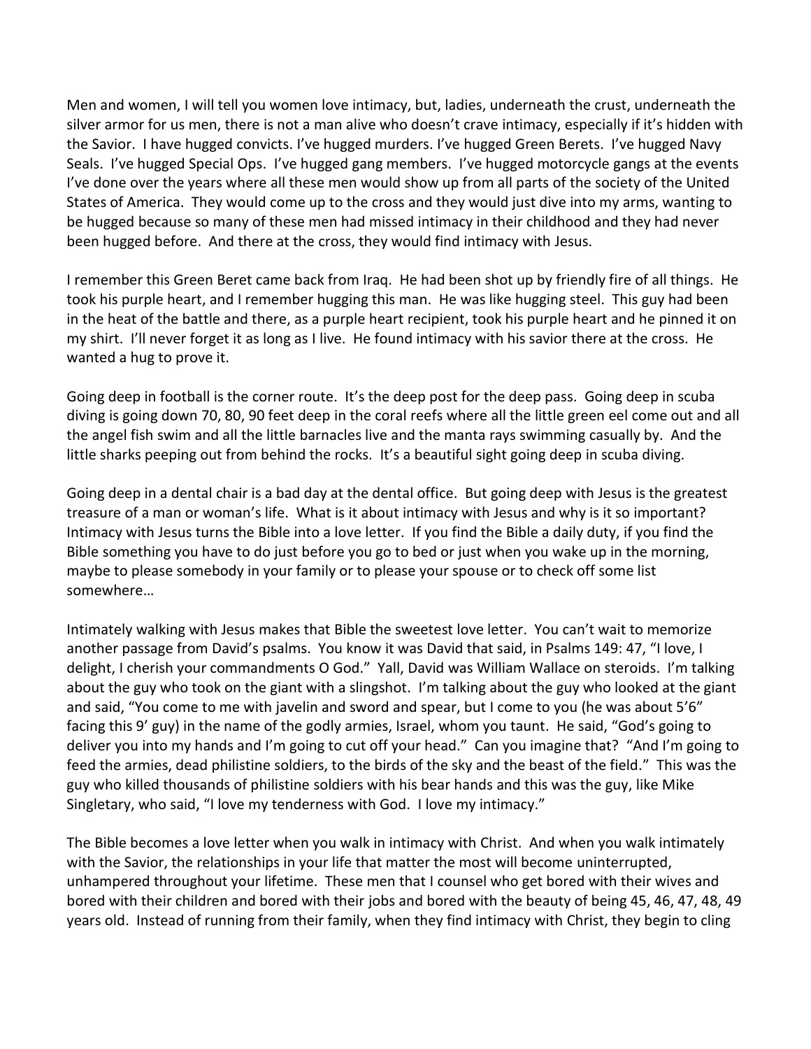Men and women, I will tell you women love intimacy, but, ladies, underneath the crust, underneath the silver armor for us men, there is not a man alive who doesn't crave intimacy, especially if it's hidden with the Savior. I have hugged convicts. I've hugged murders. I've hugged Green Berets. I've hugged Navy Seals. I've hugged Special Ops. I've hugged gang members. I've hugged motorcycle gangs at the events I've done over the years where all these men would show up from all parts of the society of the United States of America. They would come up to the cross and they would just dive into my arms, wanting to be hugged because so many of these men had missed intimacy in their childhood and they had never been hugged before. And there at the cross, they would find intimacy with Jesus.

I remember this Green Beret came back from Iraq. He had been shot up by friendly fire of all things. He took his purple heart, and I remember hugging this man. He was like hugging steel. This guy had been in the heat of the battle and there, as a purple heart recipient, took his purple heart and he pinned it on my shirt. I'll never forget it as long as I live. He found intimacy with his savior there at the cross. He wanted a hug to prove it.

Going deep in football is the corner route. It's the deep post for the deep pass. Going deep in scuba diving is going down 70, 80, 90 feet deep in the coral reefs where all the little green eel come out and all the angel fish swim and all the little barnacles live and the manta rays swimming casually by. And the little sharks peeping out from behind the rocks. It's a beautiful sight going deep in scuba diving.

Going deep in a dental chair is a bad day at the dental office. But going deep with Jesus is the greatest treasure of a man or woman's life. What is it about intimacy with Jesus and why is it so important? Intimacy with Jesus turns the Bible into a love letter. If you find the Bible a daily duty, if you find the Bible something you have to do just before you go to bed or just when you wake up in the morning, maybe to please somebody in your family or to please your spouse or to check off some list somewhere…

Intimately walking with Jesus makes that Bible the sweetest love letter. You can't wait to memorize another passage from David's psalms. You know it was David that said, in Psalms 149: 47, "I love, I delight, I cherish your commandments O God." Yall, David was William Wallace on steroids. I'm talking about the guy who took on the giant with a slingshot. I'm talking about the guy who looked at the giant and said, "You come to me with javelin and sword and spear, but I come to you (he was about 5'6" facing this 9' guy) in the name of the godly armies, Israel, whom you taunt. He said, "God's going to deliver you into my hands and I'm going to cut off your head." Can you imagine that? "And I'm going to feed the armies, dead philistine soldiers, to the birds of the sky and the beast of the field." This was the guy who killed thousands of philistine soldiers with his bear hands and this was the guy, like Mike Singletary, who said, "I love my tenderness with God. I love my intimacy."

The Bible becomes a love letter when you walk in intimacy with Christ. And when you walk intimately with the Savior, the relationships in your life that matter the most will become uninterrupted, unhampered throughout your lifetime. These men that I counsel who get bored with their wives and bored with their children and bored with their jobs and bored with the beauty of being 45, 46, 47, 48, 49 years old. Instead of running from their family, when they find intimacy with Christ, they begin to cling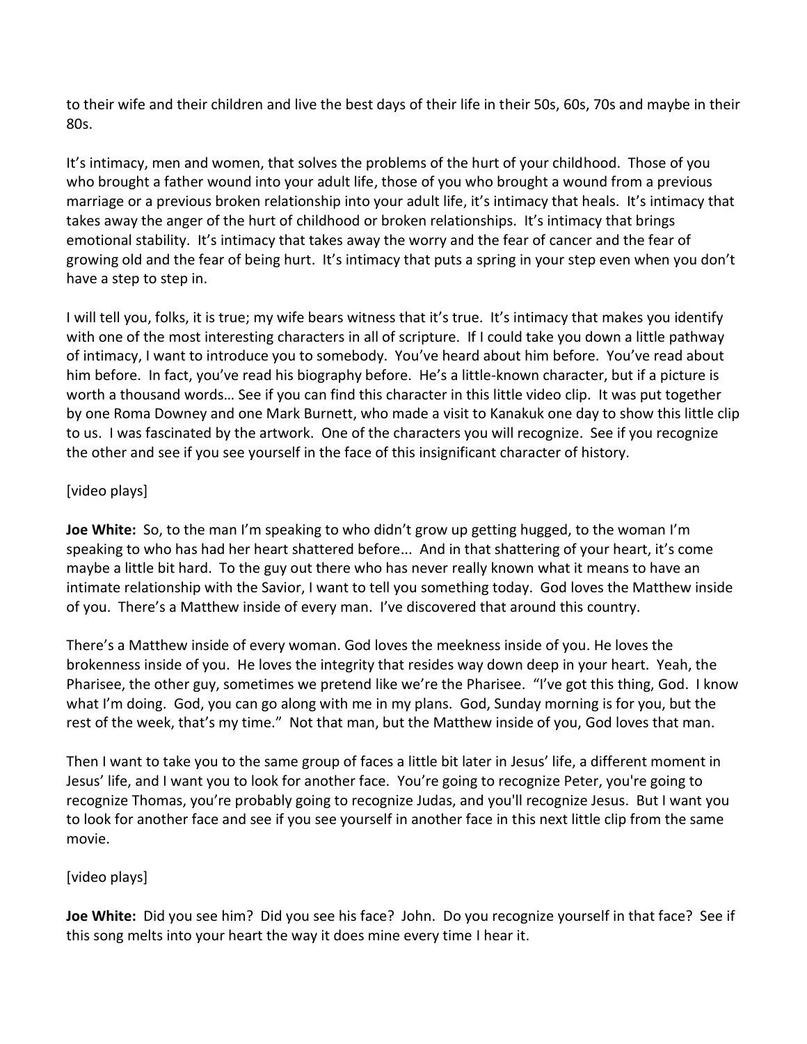to their wife and their children and live the best days of their life in their 50s, 60s, 70s and maybe in their 80s.

It's intimacy, men and women, that solves the problems of the hurt of your childhood. Those of you who brought a father wound into your adult life, those of you who brought a wound from a previous marriage or a previous broken relationship into your adult life, it's intimacy that heals. It's intimacy that takes away the anger of the hurt of childhood or broken relationships. It's intimacy that brings emotional stability. It's intimacy that takes away the worry and the fear of cancer and the fear of growing old and the fear of being hurt. It's intimacy that puts a spring in your step even when you don't have a step to step in.

I will tell you, folks, it is true; my wife bears witness that it's true. It's intimacy that makes you identify with one of the most interesting characters in all of scripture. If I could take you down a little pathway of intimacy, I want to introduce you to somebody. You've heard about him before. You've read about him before. In fact, you've read his biography before. He's a little-known character, but if a picture is worth a thousand words… See if you can find this character in this little video clip. It was put together by one Roma Downey and one Mark Burnett, who made a visit to Kanakuk one day to show this little clip to us. I was fascinated by the artwork. One of the characters you will recognize. See if you recognize the other and see if you see yourself in the face of this insignificant character of history.

[video plays]

**Joe White:** So, to the man I'm speaking to who didn't grow up getting hugged, to the woman I'm speaking to who has had her heart shattered before... And in that shattering of your heart, it's come maybe a little bit hard. To the guy out there who has never really known what it means to have an intimate relationship with the Savior, I want to tell you something today. God loves the Matthew inside of you. There's a Matthew inside of every man. I've discovered that around this country.

There's a Matthew inside of every woman. God loves the meekness inside of you. He loves the brokenness inside of you. He loves the integrity that resides way down deep in your heart. Yeah, the Pharisee, the other guy, sometimes we pretend like we're the Pharisee. "I've got this thing, God. I know what I'm doing. God, you can go along with me in my plans. God, Sunday morning is for you, but the rest of the week, that's my time." Not that man, but the Matthew inside of you, God loves that man.

Then I want to take you to the same group of faces a little bit later in Jesus' life, a different moment in Jesus' life, and I want you to look for another face. You're going to recognize Peter, you're going to recognize Thomas, you're probably going to recognize Judas, and you'll recognize Jesus. But I want you to look for another face and see if you see yourself in another face in this next little clip from the same movie.

[video plays]

**Joe White:** Did you see him? Did you see his face? John. Do you recognize yourself in that face? See if this song melts into your heart the way it does mine every time I hear it.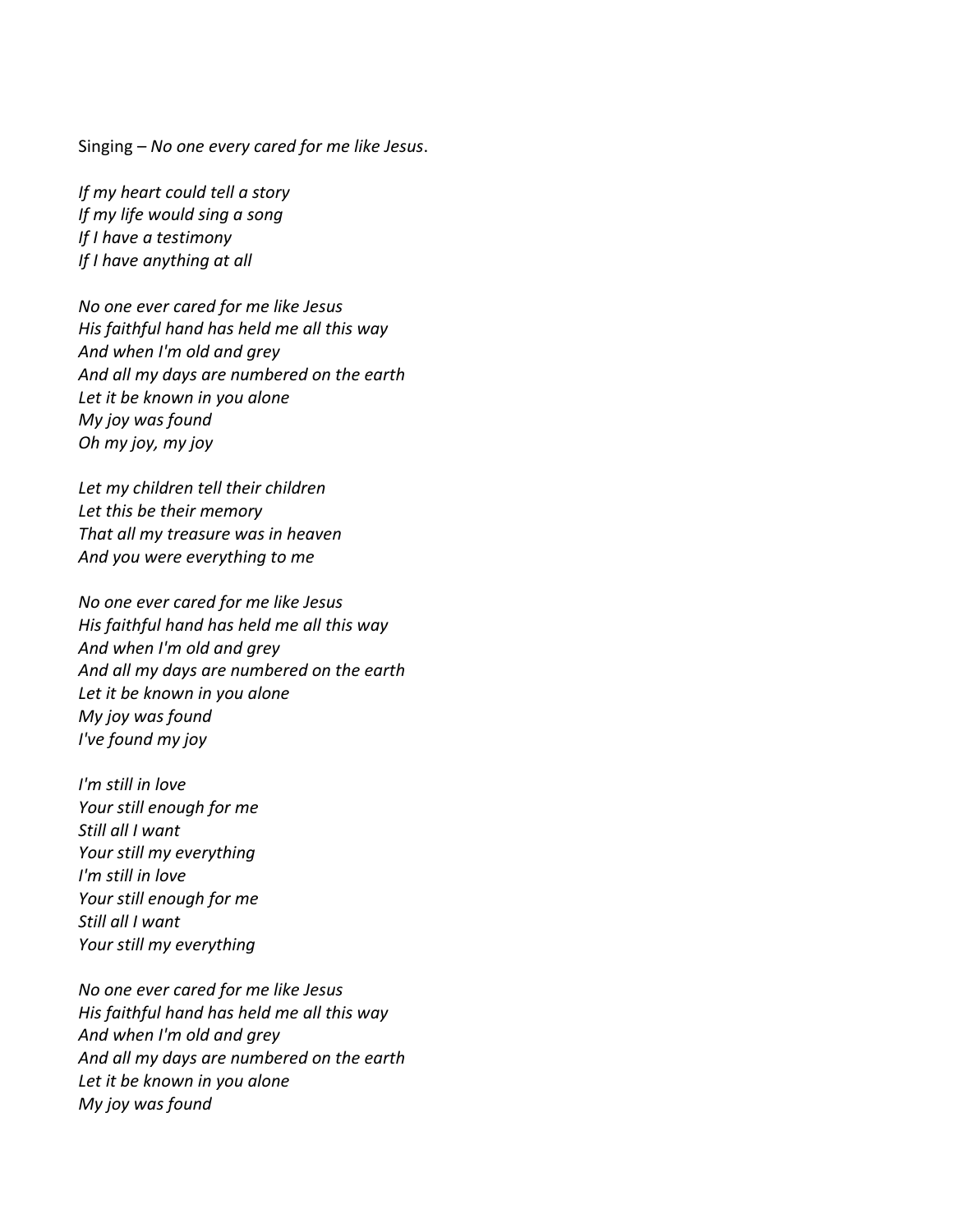Singing – *No one every cared for me like Jesus*.

*If my heart could tell a story*
*If my life would sing a song*
*If I have a testimony*
*If I have anything at all*

*No one ever cared for me like Jesus*
*His faithful hand has held me all this way*
*And when I'm old and grey*
*And all my days are numbered on the earth*
*Let it be known in you alone*
*My joy was found*
*Oh my joy, my joy*

*Let my children tell their children*
*Let this be their memory*
*That all my treasure was in heaven*
*And you were everything to me*

*No one ever cared for me like Jesus*
*His faithful hand has held me all this way*
*And when I'm old and grey*
*And all my days are numbered on the earth*
*Let it be known in you alone*
*My joy was found*
*I've found my joy*

*I'm still in love*
*Your still enough for me*
*Still all I want*
*Your still my everything*
*I'm still in love*
*Your still enough for me*
*Still all I want*
*Your still my everything*

*No one ever cared for me like Jesus*
*His faithful hand has held me all this way*
*And when I'm old and grey*
*And all my days are numbered on the earth*
*Let it be known in you alone*
*My joy was found*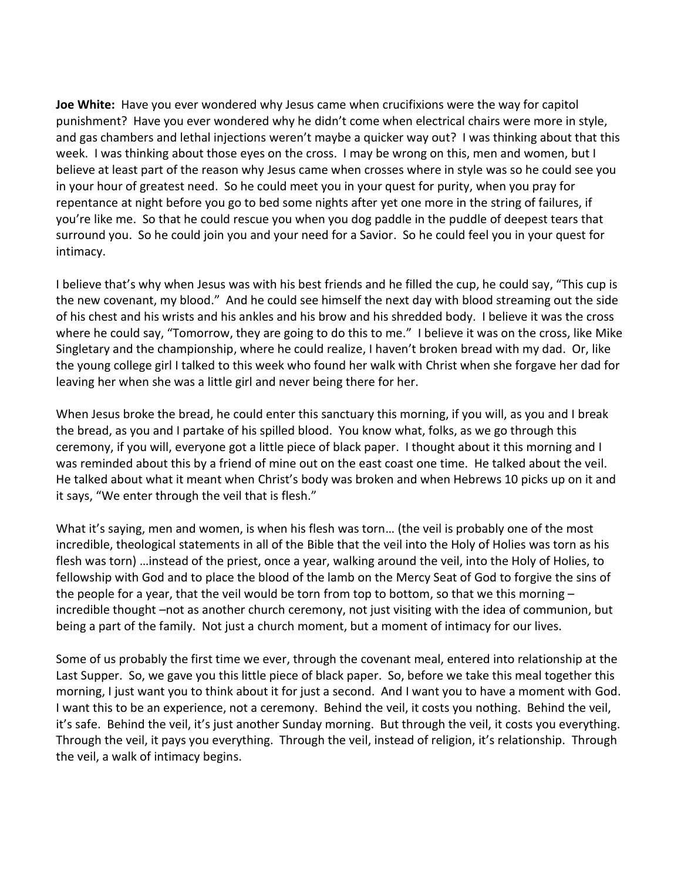**Joe White:** Have you ever wondered why Jesus came when crucifixions were the way for capitol punishment? Have you ever wondered why he didn't come when electrical chairs were more in style, and gas chambers and lethal injections weren't maybe a quicker way out? I was thinking about that this week. I was thinking about those eyes on the cross. I may be wrong on this, men and women, but I believe at least part of the reason why Jesus came when crosses where in style was so he could see you in your hour of greatest need. So he could meet you in your quest for purity, when you pray for repentance at night before you go to bed some nights after yet one more in the string of failures, if you're like me. So that he could rescue you when you dog paddle in the puddle of deepest tears that surround you. So he could join you and your need for a Savior. So he could feel you in your quest for intimacy.

I believe that's why when Jesus was with his best friends and he filled the cup, he could say, "This cup is the new covenant, my blood." And he could see himself the next day with blood streaming out the side of his chest and his wrists and his ankles and his brow and his shredded body. I believe it was the cross where he could say, "Tomorrow, they are going to do this to me." I believe it was on the cross, like Mike Singletary and the championship, where he could realize, I haven't broken bread with my dad. Or, like the young college girl I talked to this week who found her walk with Christ when she forgave her dad for leaving her when she was a little girl and never being there for her.

When Jesus broke the bread, he could enter this sanctuary this morning, if you will, as you and I break the bread, as you and I partake of his spilled blood. You know what, folks, as we go through this ceremony, if you will, everyone got a little piece of black paper. I thought about it this morning and I was reminded about this by a friend of mine out on the east coast one time. He talked about the veil. He talked about what it meant when Christ's body was broken and when Hebrews 10 picks up on it and it says, "We enter through the veil that is flesh."

What it's saying, men and women, is when his flesh was torn… (the veil is probably one of the most incredible, theological statements in all of the Bible that the veil into the Holy of Holies was torn as his flesh was torn) …instead of the priest, once a year, walking around the veil, into the Holy of Holies, to fellowship with God and to place the blood of the lamb on the Mercy Seat of God to forgive the sins of the people for a year, that the veil would be torn from top to bottom, so that we this morning – incredible thought –not as another church ceremony, not just visiting with the idea of communion, but being a part of the family. Not just a church moment, but a moment of intimacy for our lives.

Some of us probably the first time we ever, through the covenant meal, entered into relationship at the Last Supper. So, we gave you this little piece of black paper. So, before we take this meal together this morning, I just want you to think about it for just a second. And I want you to have a moment with God. I want this to be an experience, not a ceremony. Behind the veil, it costs you nothing. Behind the veil, it's safe. Behind the veil, it's just another Sunday morning. But through the veil, it costs you everything. Through the veil, it pays you everything. Through the veil, instead of religion, it's relationship. Through the veil, a walk of intimacy begins.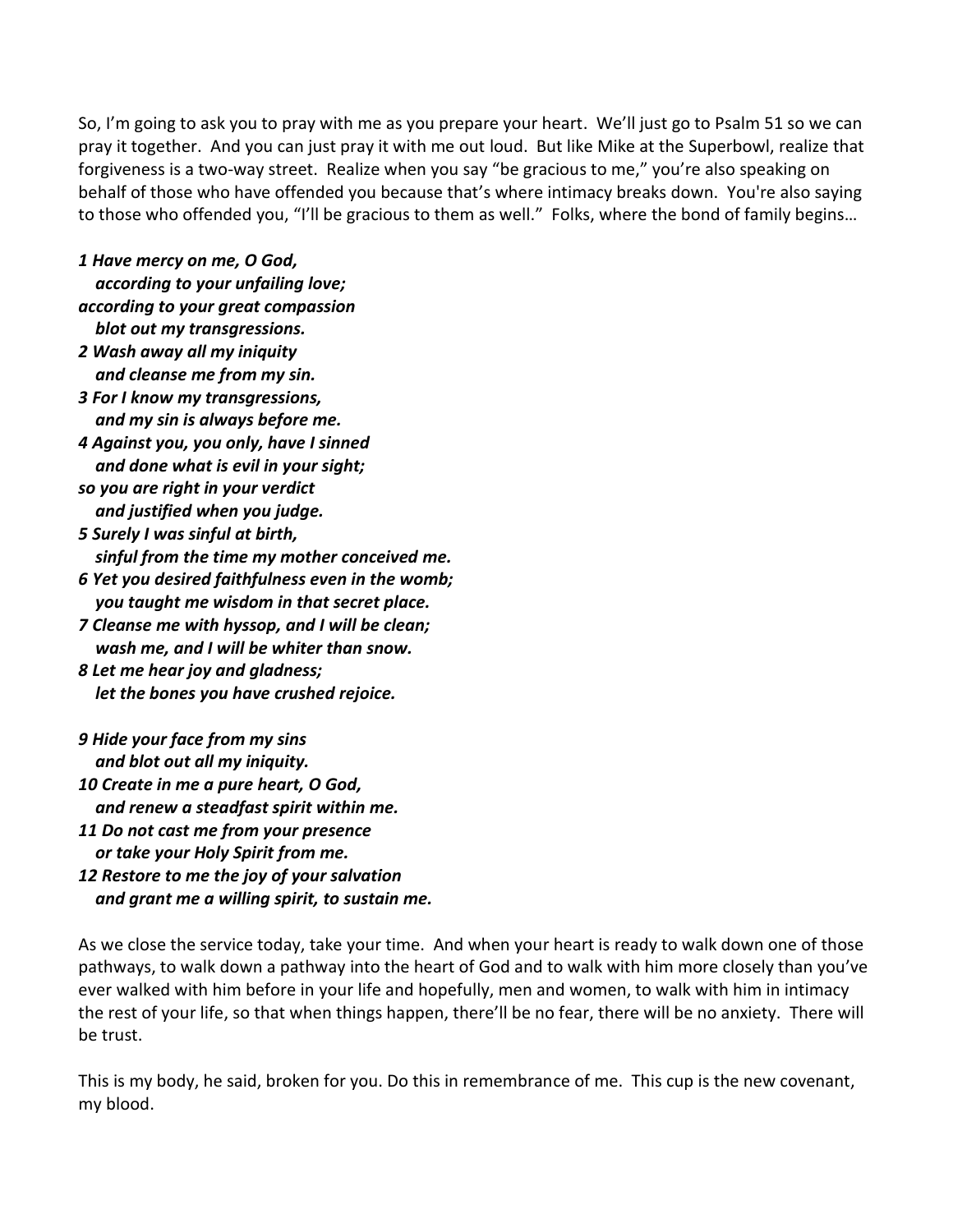So, I'm going to ask you to pray with me as you prepare your heart. We'll just go to Psalm 51 so we can pray it together. And you can just pray it with me out loud. But like Mike at the Superbowl, realize that forgiveness is a two-way street. Realize when you say "be gracious to me," you're also speaking on behalf of those who have offended you because that's where intimacy breaks down. You're also saying to those who offended you, "I'll be gracious to them as well." Folks, where the bond of family begins…

***1 Have mercy on me, O God,***  
***according to your unfailing love;***  
***according to your great compassion***  
***blot out my transgressions.***  
***2 Wash away all my iniquity***  
***and cleanse me from my sin.***  
***3 For I know my transgressions,***  
***and my sin is always before me.***  
***4 Against you, you only, have I sinned***  
***and done what is evil in your sight;***  
***so you are right in your verdict***  
***and justified when you judge.***  
***5 Surely I was sinful at birth,***  
***sinful from the time my mother conceived me.***  
***6 Yet you desired faithfulness even in the womb;***  
***you taught me wisdom in that secret place.***  
***7 Cleanse me with hyssop, and I will be clean;***  
***wash me, and I will be whiter than snow.***  
***8 Let me hear joy and gladness;***  
***let the bones you have crushed rejoice.***

***9 Hide your face from my sins***  
***and blot out all my iniquity.***  
***10 Create in me a pure heart, O God,***  
***and renew a steadfast spirit within me.***  
***11 Do not cast me from your presence***  
***or take your Holy Spirit from me.***  
***12 Restore to me the joy of your salvation***  
***and grant me a willing spirit, to sustain me.***

As we close the service today, take your time. And when your heart is ready to walk down one of those pathways, to walk down a pathway into the heart of God and to walk with him more closely than you've ever walked with him before in your life and hopefully, men and women, to walk with him in intimacy the rest of your life, so that when things happen, there'll be no fear, there will be no anxiety. There will be trust.

This is my body, he said, broken for you. Do this in remembrance of me. This cup is the new covenant, my blood.